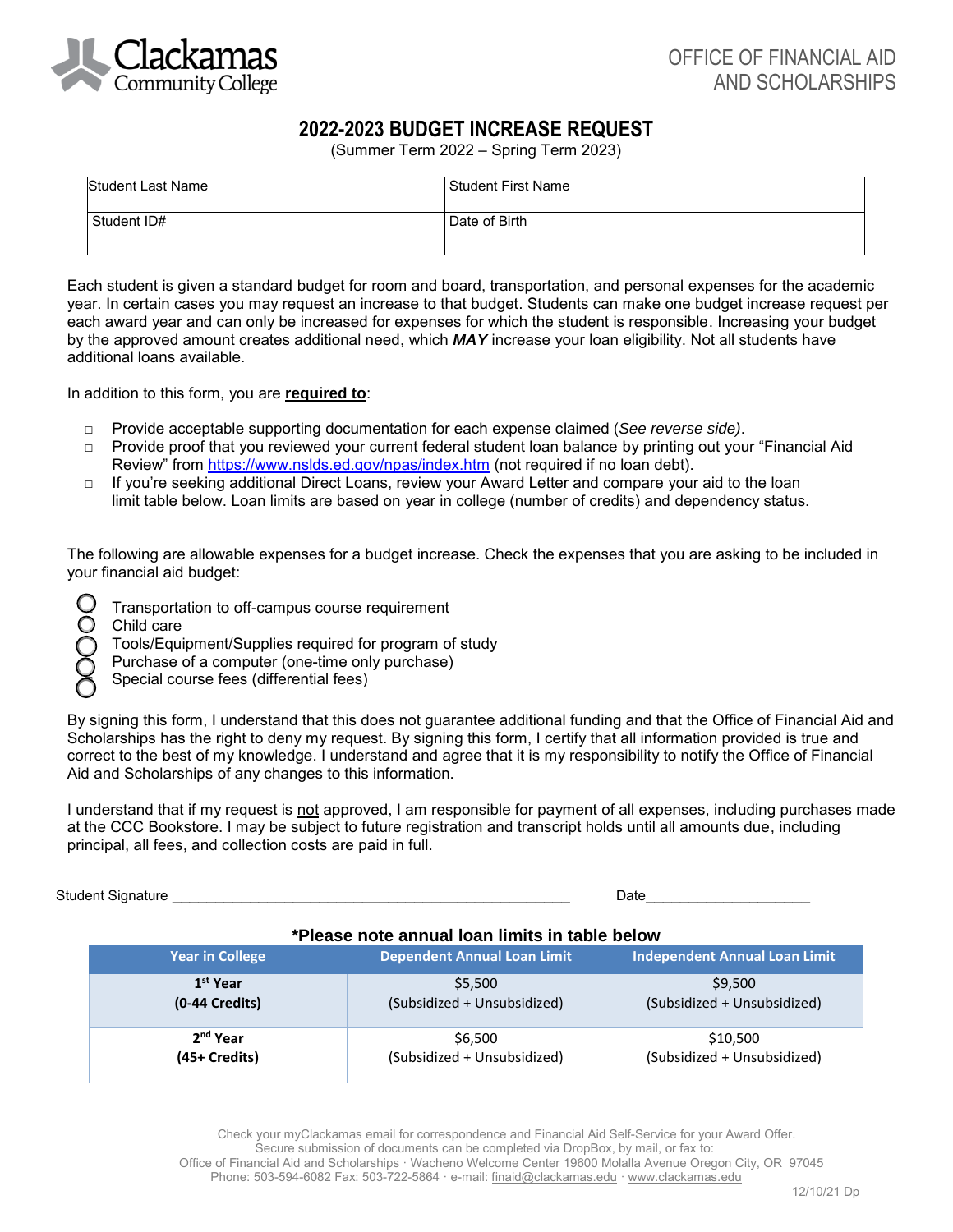Clackamas Community College

OFFICE OF FINANCIAL AID AND SCHOLARSHIPS

# 2022-2023 BUDGET INCREASE REQUEST

(Summer Term 2022 – Spring Term 2023)

| Student Last Name | Student First Name |
|---|---|
| Student ID# | Date of Birth |

Each student is given a standard budget for room and board, transportation, and personal expenses for the academic year. In certain cases you may request an increase to that budget. Students can make one budget increase request per each award year and can only be increased for expenses for which the student is responsible. Increasing your budget by the approved amount creates additional need, which ***MAY*** increase your loan eligibility. Not all students have additional loans available.

In addition to this form, you are **required to**:

- □ Provide acceptable supporting documentation for each expense claimed (*See reverse side)*.
- □ Provide proof that you reviewed your current federal student loan balance by printing out your "Financial Aid Review" from https://www.nslds.ed.gov/npas/index.htm (not required if no loan debt).
- □ If you're seeking additional Direct Loans, review your Award Letter and compare your aid to the loan limit table below. Loan limits are based on year in college (number of credits) and dependency status.

The following are allowable expenses for a budget increase. Check the expenses that you are asking to be included in your financial aid budget:

- ○ Transportation to off-campus course requirement
- ○ Child care
- ○ Tools/Equipment/Supplies required for program of study
- ○ Purchase of a computer (one-time only purchase)
- ○ Special course fees (differential fees)

By signing this form, I understand that this does not guarantee additional funding and that the Office of Financial Aid and Scholarships has the right to deny my request. By signing this form, I certify that all information provided is true and correct to the best of my knowledge. I understand and agree that it is my responsibility to notify the Office of Financial Aid and Scholarships of any changes to this information.

I understand that if my request is not approved, I am responsible for payment of all expenses, including purchases made at the CCC Bookstore. I may be subject to future registration and transcript holds until all amounts due, including principal, all fees, and collection costs are paid in full.

Student Signature ______________________________________________ Date____________________

**\*Please note annual loan limits in table below**

| Year in College | Dependent Annual Loan Limit | Independent Annual Loan Limit |
|---|---|---|
| **1st Year (0-44 Credits)** | \$5,500 (Subsidized + Unsubsidized) | \$9,500 (Subsidized + Unsubsidized) |
| **2nd Year (45+ Credits)** | \$6,500 (Subsidized + Unsubsidized) | \$10,500 (Subsidized + Unsubsidized) |

Check your myClackamas email for correspondence and Financial Aid Self-Service for your Award Offer.
Secure submission of documents can be completed via DropBox, by mail, or fax to:
Office of Financial Aid and Scholarships · Wacheno Welcome Center 19600 Molalla Avenue Oregon City, OR 97045
Phone: 503-594-6082 Fax: 503-722-5864 · e-mail: finaid@clackamas.edu · www.clackamas.edu

12/10/21 Dp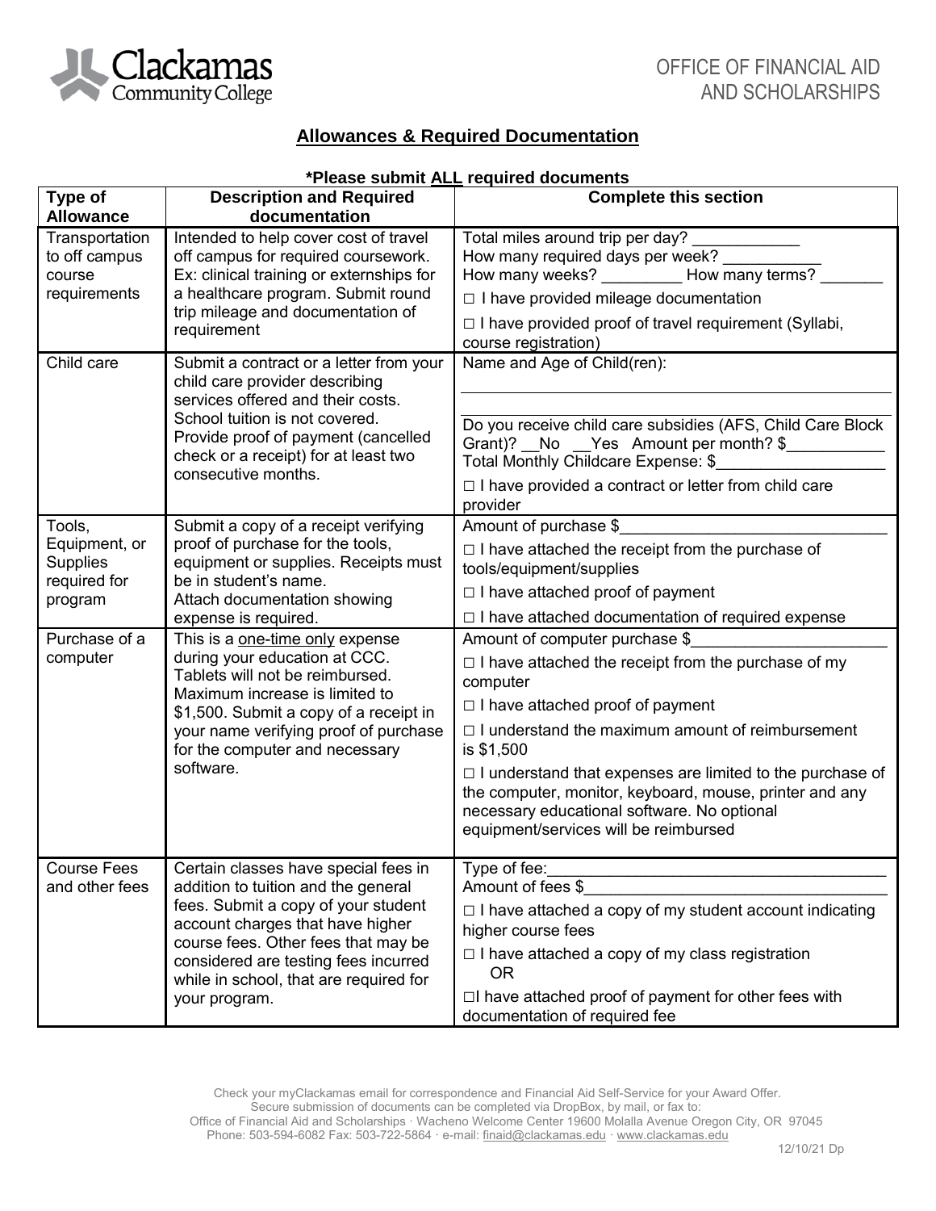Clackamas Community College

OFFICE OF FINANCIAL AID AND SCHOLARSHIPS

## Allowances & Required Documentation

**\*Please submit ALL required documents**

| Type of Allowance | Description and Required documentation | Complete this section |
|---|---|---|
| Transportation to off campus course requirements | Intended to help cover cost of travel off campus for required coursework. Ex: clinical training or externships for a healthcare program. Submit round trip mileage and documentation of requirement | Total miles around trip per day? ____________ How many required days per week? ___________ How many weeks? _________ How many terms? _______ ☐ I have provided mileage documentation ☐ I have provided proof of travel requirement (Syllabi, course registration) |
| Child care | Submit a contract or a letter from your child care provider describing services offered and their costs. School tuition is not covered. Provide proof of payment (cancelled check or a receipt) for at least two consecutive months. | Name and Age of Child(ren): ______________________ Do you receive child care subsidies (AFS, Child Care Block Grant)? __No __Yes Amount per month? $___________ Total Monthly Childcare Expense: $___________________ ☐ I have provided a contract or letter from child care provider |
| Tools, Equipment, or Supplies required for program | Submit a copy of a receipt verifying proof of purchase for the tools, equipment or supplies. Receipts must be in student's name. Attach documentation showing expense is required. | Amount of purchase $______________________________ ☐ I have attached the receipt from the purchase of tools/equipment/supplies ☐ I have attached proof of payment ☐ I have attached documentation of required expense |
| Purchase of a computer | This is a one-time only expense during your education at CCC. Tablets will not be reimbursed. Maximum increase is limited to $1,500. Submit a copy of a receipt in your name verifying proof of purchase for the computer and necessary software. | Amount of computer purchase $_____________________ ☐ I have attached the receipt from the purchase of my computer ☐ I have attached proof of payment ☐ I understand the maximum amount of reimbursement is $1,500 ☐ I understand that expenses are limited to the purchase of the computer, monitor, keyboard, mouse, printer and any necessary educational software. No optional equipment/services will be reimbursed |
| Course Fees and other fees | Certain classes have special fees in addition to tuition and the general fees. Submit a copy of your student account charges that have higher course fees. Other fees that may be considered are testing fees incurred while in school, that are required for your program. | Type of fee:_____________________________________ Amount of fees $__________________________________ ☐ I have attached a copy of my student account indicating higher course fees ☐ I have attached a copy of my class registration OR ☐I have attached proof of payment for other fees with documentation of required fee |

Check your myClackamas email for correspondence and Financial Aid Self-Service for your Award Offer.
Secure submission of documents can be completed via DropBox, by mail, or fax to:
Office of Financial Aid and Scholarships · Wacheno Welcome Center 19600 Molalla Avenue Oregon City, OR 97045
Phone: 503-594-6082 Fax: 503-722-5864 · e-mail: finaid@clackamas.edu · www.clackamas.edu

12/10/21 Dp